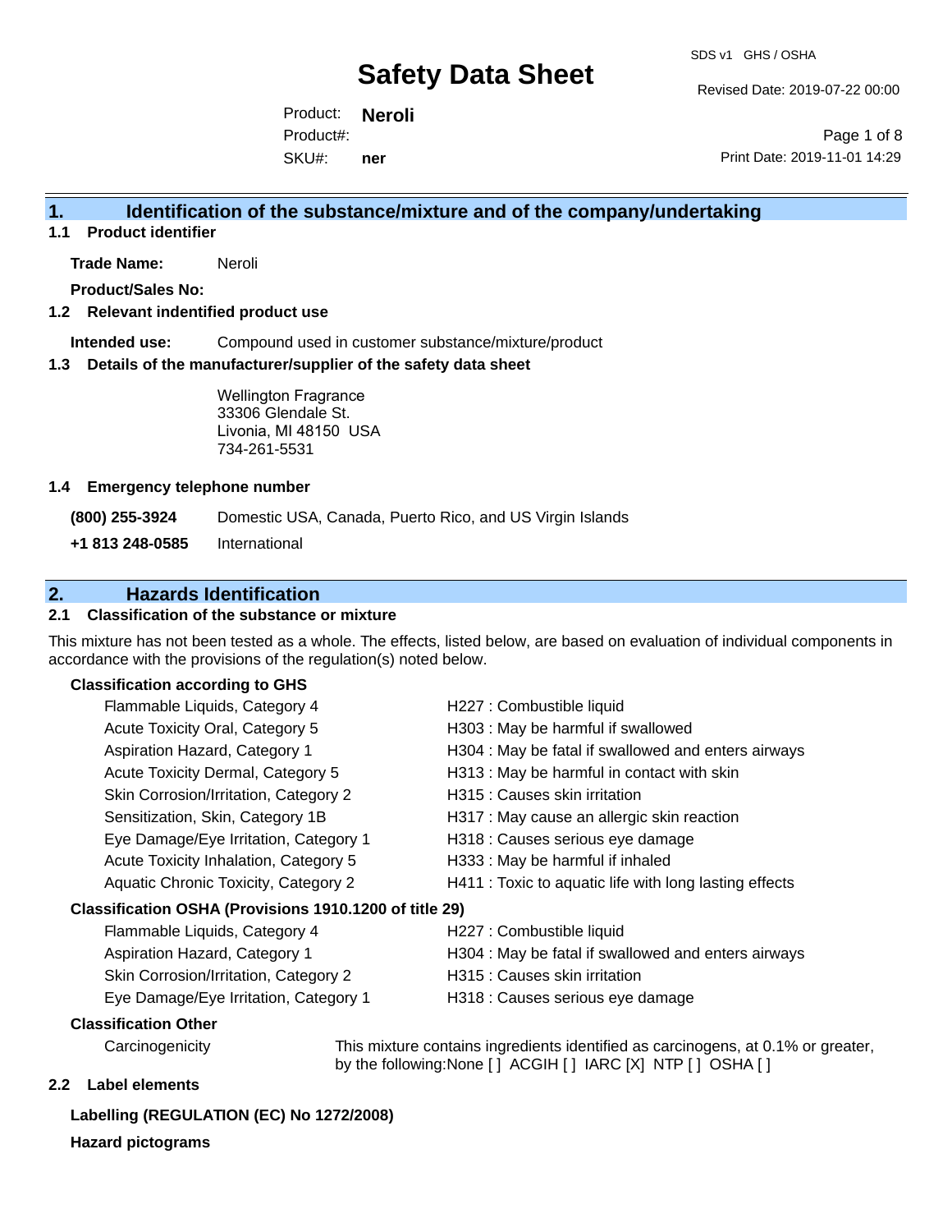# Safety Data Sheet

SDS v1 GHS / OSHA

Revised Date: 2019-07-22 00:00

Product: **Neroli**

Product#:

SKU#: **ner**

Print Date: 2019-11-01 14:29

## 1. Identification of the substance/mixture and of the company/undertaking

### 1.1 Product identifier

**Trade Name:** Neroli

**Product/Sales No:**

### 1.2 Relevant indentified product use

**Intended use:** Compound used in customer substance/mixture/product

### 1.3 Details of the manufacturer/supplier of the safety data sheet

Wellington Fragrance
33306 Glendale St.
Livonia, MI 48150 USA
734-261-5531

### 1.4 Emergency telephone number

**(800) 255-3924** Domestic USA, Canada, Puerto Rico, and US Virgin Islands

**+1 813 248-0585** International

## 2. Hazards Identification

### 2.1 Classification of the substance or mixture

This mixture has not been tested as a whole. The effects, listed below, are based on evaluation of individual components in accordance with the provisions of the regulation(s) noted below.

**Classification according to GHS**

| | |
|---|---|
| Flammable Liquids, Category 4 | H227 : Combustible liquid |
| Acute Toxicity Oral, Category 5 | H303 : May be harmful if swallowed |
| Aspiration Hazard, Category 1 | H304 : May be fatal if swallowed and enters airways |
| Acute Toxicity Dermal, Category 5 | H313 : May be harmful in contact with skin |
| Skin Corrosion/Irritation, Category 2 | H315 : Causes skin irritation |
| Sensitization, Skin, Category 1B | H317 : May cause an allergic skin reaction |
| Eye Damage/Eye Irritation, Category 1 | H318 : Causes serious eye damage |
| Acute Toxicity Inhalation, Category 5 | H333 : May be harmful if inhaled |
| Aquatic Chronic Toxicity, Category 2 | H411 : Toxic to aquatic life with long lasting effects |

**Classification OSHA (Provisions 1910.1200 of title 29)**

| | |
|---|---|
| Flammable Liquids, Category 4 | H227 : Combustible liquid |
| Aspiration Hazard, Category 1 | H304 : May be fatal if swallowed and enters airways |
| Skin Corrosion/Irritation, Category 2 | H315 : Causes skin irritation |
| Eye Damage/Eye Irritation, Category 1 | H318 : Causes serious eye damage |

**Classification Other**

Carcinogenicity: This mixture contains ingredients identified as carcinogens, at 0.1% or greater, by the following:None [ ] ACGIH [ ] IARC [X] NTP [ ] OSHA [ ]

### 2.2 Label elements

**Labelling (REGULATION (EC) No 1272/2008)**

**Hazard pictograms**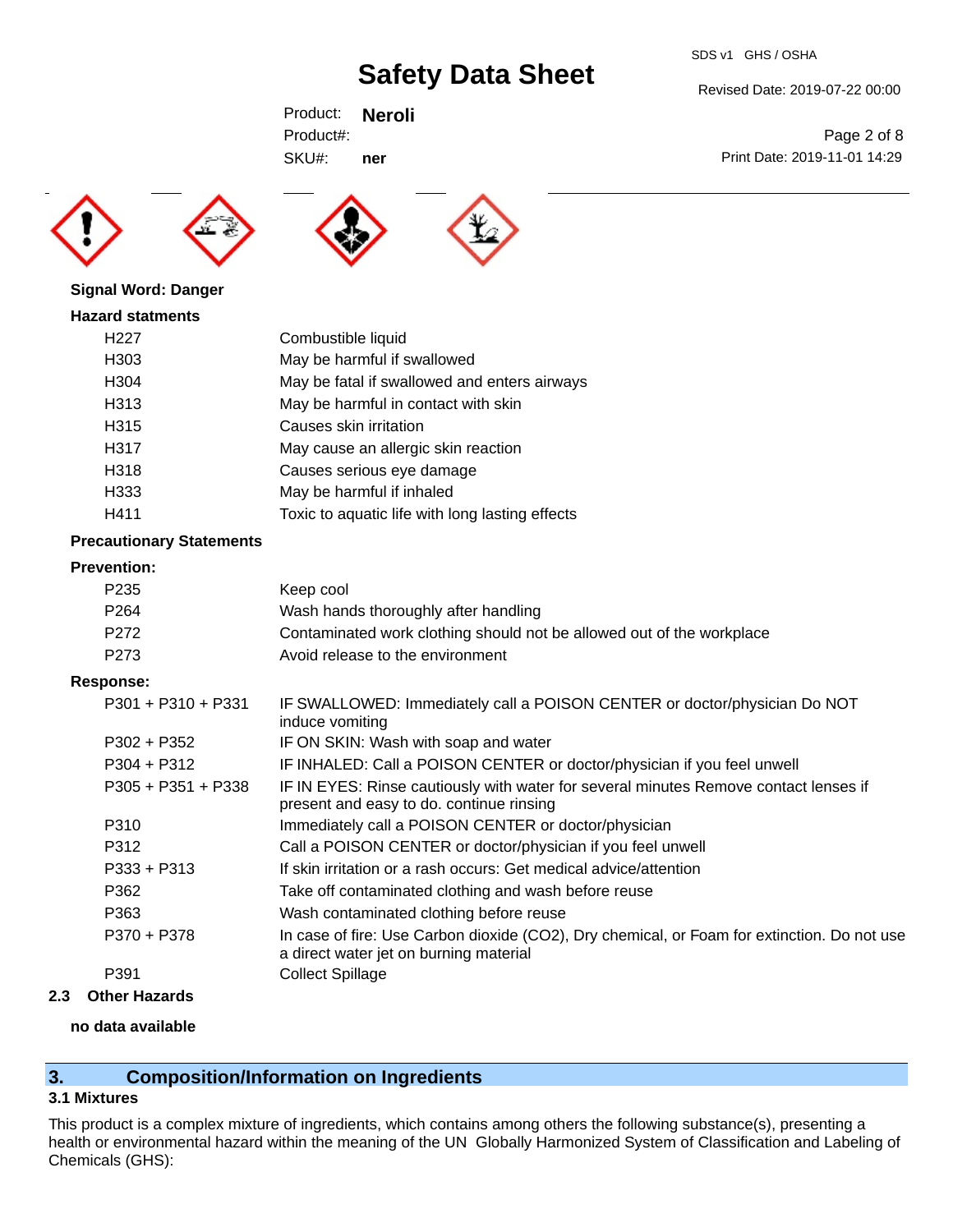**Signal Word: Danger**

**Hazard statments**

| | |
|---|---|
| H227 | Combustible liquid |
| H303 | May be harmful if swallowed |
| H304 | May be fatal if swallowed and enters airways |
| H313 | May be harmful in contact with skin |
| H315 | Causes skin irritation |
| H317 | May cause an allergic skin reaction |
| H318 | Causes serious eye damage |
| H333 | May be harmful if inhaled |
| H411 | Toxic to aquatic life with long lasting effects |

**Precautionary Statements**

**Prevention:**

| | |
|---|---|
| P235 | Keep cool |
| P264 | Wash hands thoroughly after handling |
| P272 | Contaminated work clothing should not be allowed out of the workplace |
| P273 | Avoid release to the environment |

**Response:**

| | |
|---|---|
| P301 + P310 + P331 | IF SWALLOWED: Immediately call a POISON CENTER or doctor/physician Do NOT induce vomiting |
| P302 + P352 | IF ON SKIN: Wash with soap and water |
| P304 + P312 | IF INHALED: Call a POISON CENTER or doctor/physician if you feel unwell |
| P305 + P351 + P338 | IF IN EYES: Rinse cautiously with water for several minutes Remove contact lenses if present and easy to do. continue rinsing |
| P310 | Immediately call a POISON CENTER or doctor/physician |
| P312 | Call a POISON CENTER or doctor/physician if you feel unwell |
| P333 + P313 | If skin irritation or a rash occurs: Get medical advice/attention |
| P362 | Take off contaminated clothing and wash before reuse |
| P363 | Wash contaminated clothing before reuse |
| P370 + P378 | In case of fire: Use Carbon dioxide ($CO_2$), Dry chemical, or Foam for extinction. Do not use a direct water jet on burning material |
| P391 | Collect Spillage |

### 2.3 Other Hazards

**no data available**

## 3. Composition/Information on Ingredients

### 3.1 Mixtures

This product is a complex mixture of ingredients, which contains among others the following substance(s), presenting a health or environmental hazard within the meaning of the UN Globally Harmonized System of Classification and Labeling of Chemicals (GHS):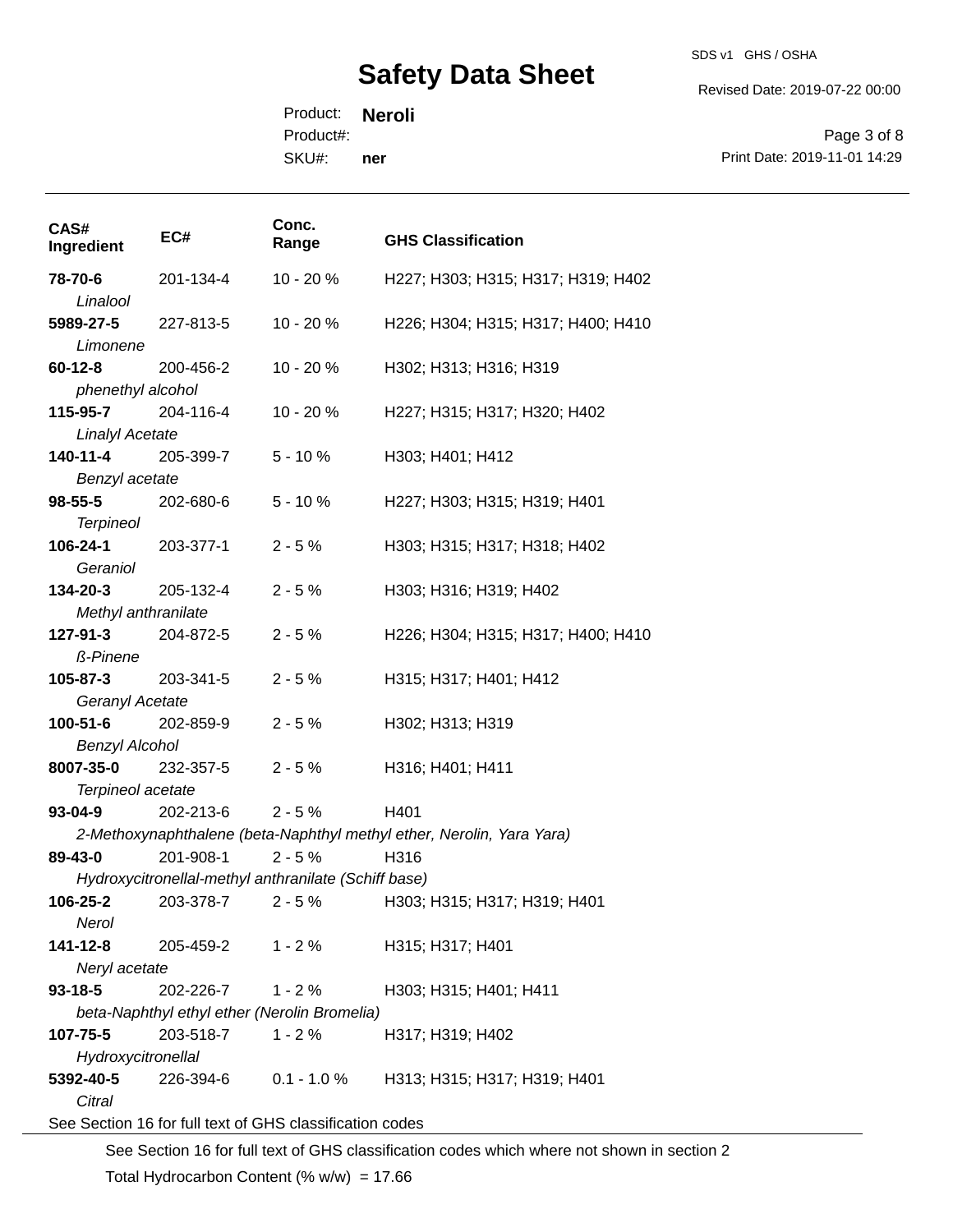| CAS# Ingredient | EC# | Conc. Range | GHS Classification |
|---|---|---|---|
| **78-70-6** *Linalool* | 201-134-4 | 10 - 20 % | H227; H303; H315; H317; H319; H402 |
| **5989-27-5** *Limonene* | 227-813-5 | 10 - 20 % | H226; H304; H315; H317; H400; H410 |
| **60-12-8** *phenethyl alcohol* | 200-456-2 | 10 - 20 % | H302; H313; H316; H319 |
| **115-95-7** *Linalyl Acetate* | 204-116-4 | 10 - 20 % | H227; H315; H317; H320; H402 |
| **140-11-4** *Benzyl acetate* | 205-399-7 | 5 - 10 % | H303; H401; H412 |
| **98-55-5** *Terpineol* | 202-680-6 | 5 - 10 % | H227; H303; H315; H319; H401 |
| **106-24-1** *Geraniol* | 203-377-1 | 2 - 5 % | H303; H315; H317; H318; H402 |
| **134-20-3** *Methyl anthranilate* | 205-132-4 | 2 - 5 % | H303; H316; H319; H402 |
| **127-91-3** *ß-Pinene* | 204-872-5 | 2 - 5 % | H226; H304; H315; H317; H400; H410 |
| **105-87-3** *Geranyl Acetate* | 203-341-5 | 2 - 5 % | H315; H317; H401; H412 |
| **100-51-6** *Benzyl Alcohol* | 202-859-9 | 2 - 5 % | H302; H313; H319 |
| **8007-35-0** *Terpineol acetate* | 232-357-5 | 2 - 5 % | H316; H401; H411 |
| **93-04-9** *2-Methoxynaphthalene (beta-Naphthyl methyl ether, Nerolin, Yara Yara)* | 202-213-6 | 2 - 5 % | H401 |
| **89-43-0** *Hydroxycitronellal-methyl anthranilate (Schiff base)* | 201-908-1 | 2 - 5 % | H316 |
| **106-25-2** *Nerol* | 203-378-7 | 2 - 5 % | H303; H315; H317; H319; H401 |
| **141-12-8** *Neryl acetate* | 205-459-2 | 1 - 2 % | H315; H317; H401 |
| **93-18-5** *beta-Naphthyl ethyl ether (Nerolin Bromelia)* | 202-226-7 | 1 - 2 % | H303; H315; H401; H411 |
| **107-75-5** *Hydroxycitronellal* | 203-518-7 | 1 - 2 % | H317; H319; H402 |
| **5392-40-5** *Citral* | 226-394-6 | 0.1 - 1.0 % | H313; H315; H317; H319; H401 |

See Section 16 for full text of GHS classification codes

See Section 16 for full text of GHS classification codes which where not shown in section 2

Total Hydrocarbon Content (% w/w) = 17.66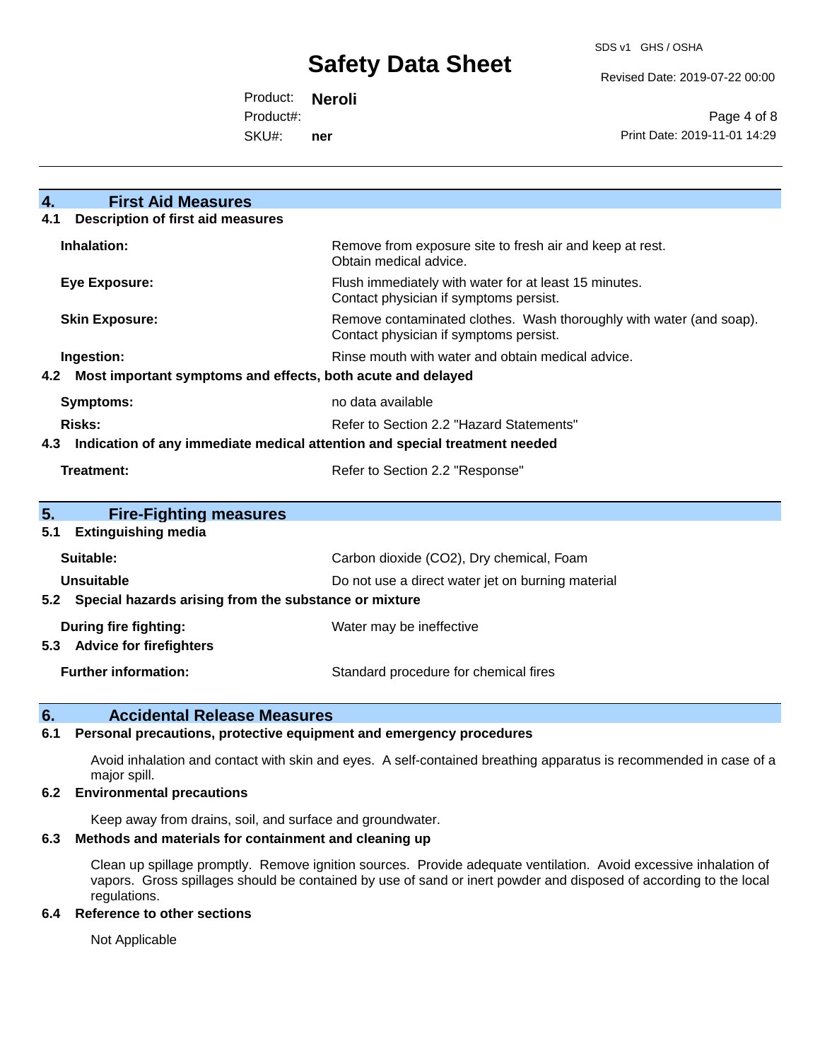## 4. First Aid Measures

### 4.1 Description of first aid measures

| | |
|---|---|
| **Inhalation:** | Remove from exposure site to fresh air and keep at rest. Obtain medical advice. |
| **Eye Exposure:** | Flush immediately with water for at least 15 minutes. Contact physician if symptoms persist. |
| **Skin Exposure:** | Remove contaminated clothes. Wash thoroughly with water (and soap). Contact physician if symptoms persist. |
| **Ingestion:** | Rinse mouth with water and obtain medical advice. |

### 4.2 Most important symptoms and effects, both acute and delayed

| | |
|---|---|
| **Symptoms:** | no data available |
| **Risks:** | Refer to Section 2.2 "Hazard Statements" |

### 4.3 Indication of any immediate medical attention and special treatment needed

| | |
|---|---|
| **Treatment:** | Refer to Section 2.2 "Response" |

## 5. Fire-Fighting measures

### 5.1 Extinguishing media

| | |
|---|---|
| **Suitable:** | Carbon dioxide ($CO_2$), Dry chemical, Foam |
| **Unsuitable** | Do not use a direct water jet on burning material |

### 5.2 Special hazards arising from the substance or mixture

| | |
|---|---|
| **During fire fighting:** | Water may be ineffective |

### 5.3 Advice for firefighters

| | |
|---|---|
| **Further information:** | Standard procedure for chemical fires |

## 6. Accidental Release Measures

### 6.1 Personal precautions, protective equipment and emergency procedures

Avoid inhalation and contact with skin and eyes. A self-contained breathing apparatus is recommended in case of a major spill.

### 6.2 Environmental precautions

Keep away from drains, soil, and surface and groundwater.

### 6.3 Methods and materials for containment and cleaning up

Clean up spillage promptly. Remove ignition sources. Provide adequate ventilation. Avoid excessive inhalation of vapors. Gross spillages should be contained by use of sand or inert powder and disposed of according to the local regulations.

### 6.4 Reference to other sections

Not Applicable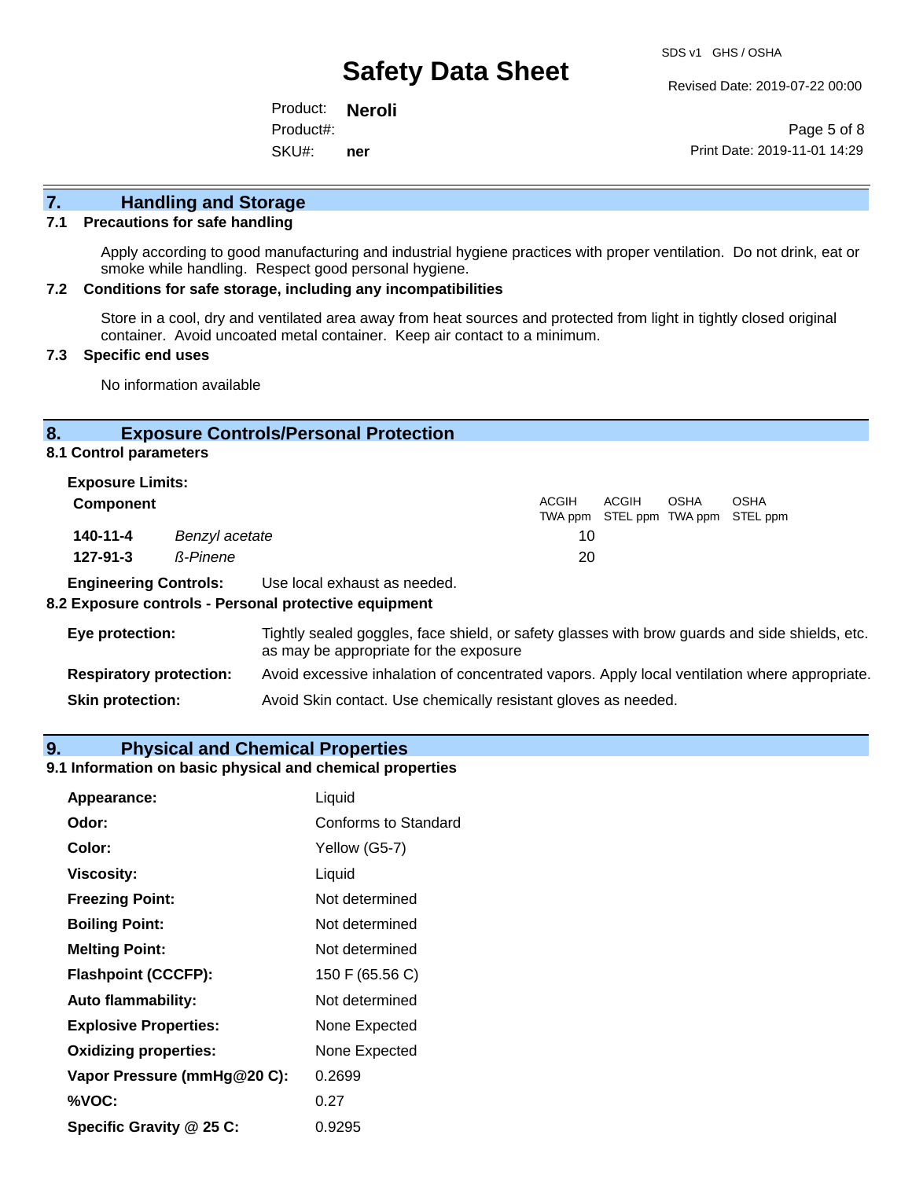## 7. Handling and Storage

### 7.1 Precautions for safe handling

Apply according to good manufacturing and industrial hygiene practices with proper ventilation. Do not drink, eat or smoke while handling. Respect good personal hygiene.

### 7.2 Conditions for safe storage, including any incompatibilities

Store in a cool, dry and ventilated area away from heat sources and protected from light in tightly closed original container. Avoid uncoated metal container. Keep air contact to a minimum.

### 7.3 Specific end uses

No information available

## 8. Exposure Controls/Personal Protection

### 8.1 Control parameters

**Exposure Limits:**

| Component | | ACGIH TWA ppm | ACGIH STEL ppm | OSHA TWA ppm | OSHA STEL ppm |
|---|---|---|---|---|---|
| **140-11-4** | *Benzyl acetate* | 10 | | | |
| **127-91-3** | *ß-Pinene* | 20 | | | |

**Engineering Controls:** Use local exhaust as needed.

### 8.2 Exposure controls - Personal protective equipment

**Eye protection:** Tightly sealed goggles, face shield, or safety glasses with brow guards and side shields, etc. as may be appropriate for the exposure

**Respiratory protection:** Avoid excessive inhalation of concentrated vapors. Apply local ventilation where appropriate.

**Skin protection:** Avoid Skin contact. Use chemically resistant gloves as needed.

## 9. Physical and Chemical Properties

### 9.1 Information on basic physical and chemical properties

| | |
|---|---|
| **Appearance:** | Liquid |
| **Odor:** | Conforms to Standard |
| **Color:** | Yellow (G5-7) |
| **Viscosity:** | Liquid |
| **Freezing Point:** | Not determined |
| **Boiling Point:** | Not determined |
| **Melting Point:** | Not determined |
| **Flashpoint (CCCFP):** | 150 F (65.56 C) |
| **Auto flammability:** | Not determined |
| **Explosive Properties:** | None Expected |
| **Oxidizing properties:** | None Expected |
| **Vapor Pressure (mmHg@20 C):** | 0.2699 |
| **%VOC:** | 0.27 |
| **Specific Gravity @ 25 C:** | 0.9295 |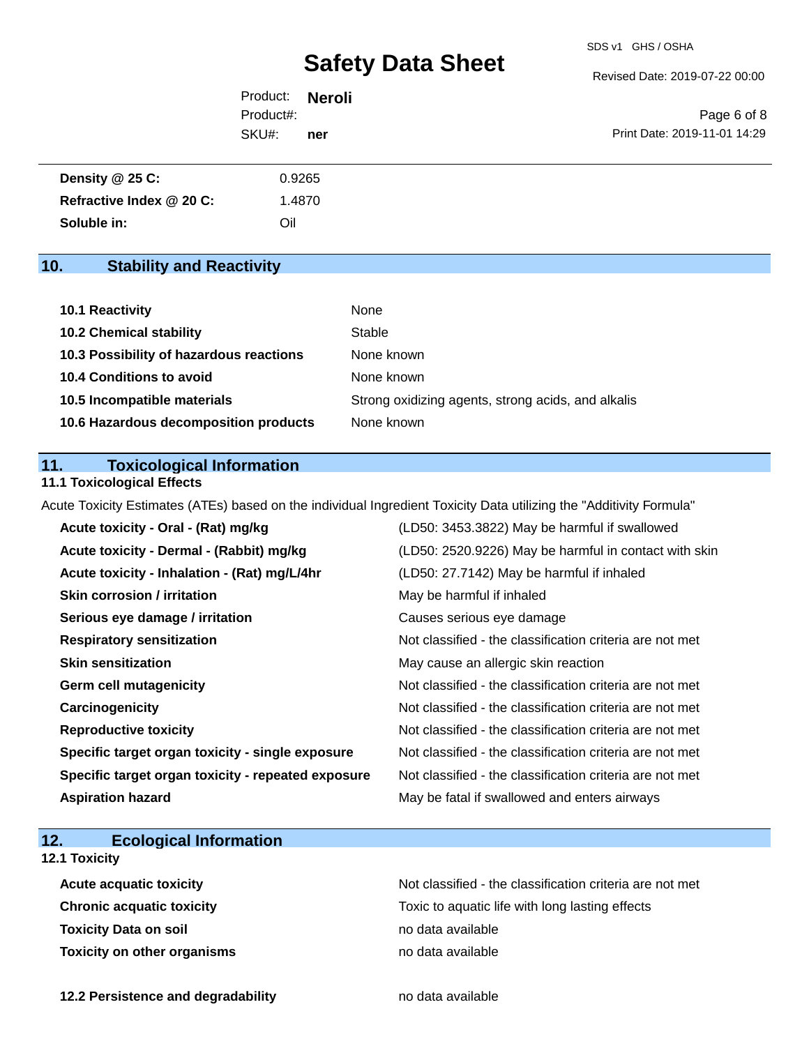| | |
|---|---|
| **Density @ 25 C:** | 0.9265 |
| **Refractive Index @ 20 C:** | 1.4870 |
| **Soluble in:** | Oil |

## 10. Stability and Reactivity

| | |
|---|---|
| **10.1 Reactivity** | None |
| **10.2 Chemical stability** | Stable |
| **10.3 Possibility of hazardous reactions** | None known |
| **10.4 Conditions to avoid** | None known |
| **10.5 Incompatible materials** | Strong oxidizing agents, strong acids, and alkalis |
| **10.6 Hazardous decomposition products** | None known |

## 11. Toxicological Information

### 11.1 Toxicological Effects

Acute Toxicity Estimates (ATEs) based on the individual Ingredient Toxicity Data utilizing the "Additivity Formula"

| | |
|---|---|
| **Acute toxicity - Oral - (Rat) mg/kg** | (LD50: 3453.3822) May be harmful if swallowed |
| **Acute toxicity - Dermal - (Rabbit) mg/kg** | (LD50: 2520.9226) May be harmful in contact with skin |
| **Acute toxicity - Inhalation - (Rat) mg/L/4hr** | (LD50: 27.7142) May be harmful if inhaled |
| **Skin corrosion / irritation** | May be harmful if inhaled |
| **Serious eye damage / irritation** | Causes serious eye damage |
| **Respiratory sensitization** | Not classified - the classification criteria are not met |
| **Skin sensitization** | May cause an allergic skin reaction |
| **Germ cell mutagenicity** | Not classified - the classification criteria are not met |
| **Carcinogenicity** | Not classified - the classification criteria are not met |
| **Reproductive toxicity** | Not classified - the classification criteria are not met |
| **Specific target organ toxicity - single exposure** | Not classified - the classification criteria are not met |
| **Specific target organ toxicity - repeated exposure** | Not classified - the classification criteria are not met |
| **Aspiration hazard** | May be fatal if swallowed and enters airways |

## 12. Ecological Information

### 12.1 Toxicity

| | |
|---|---|
| **Acute acquatic toxicity** | Not classified - the classification criteria are not met |
| **Chronic acquatic toxicity** | Toxic to aquatic life with long lasting effects |
| **Toxicity Data on soil** | no data available |
| **Toxicity on other organisms** | no data available |

| | |
|---|---|
| **12.2 Persistence and degradability** | no data available |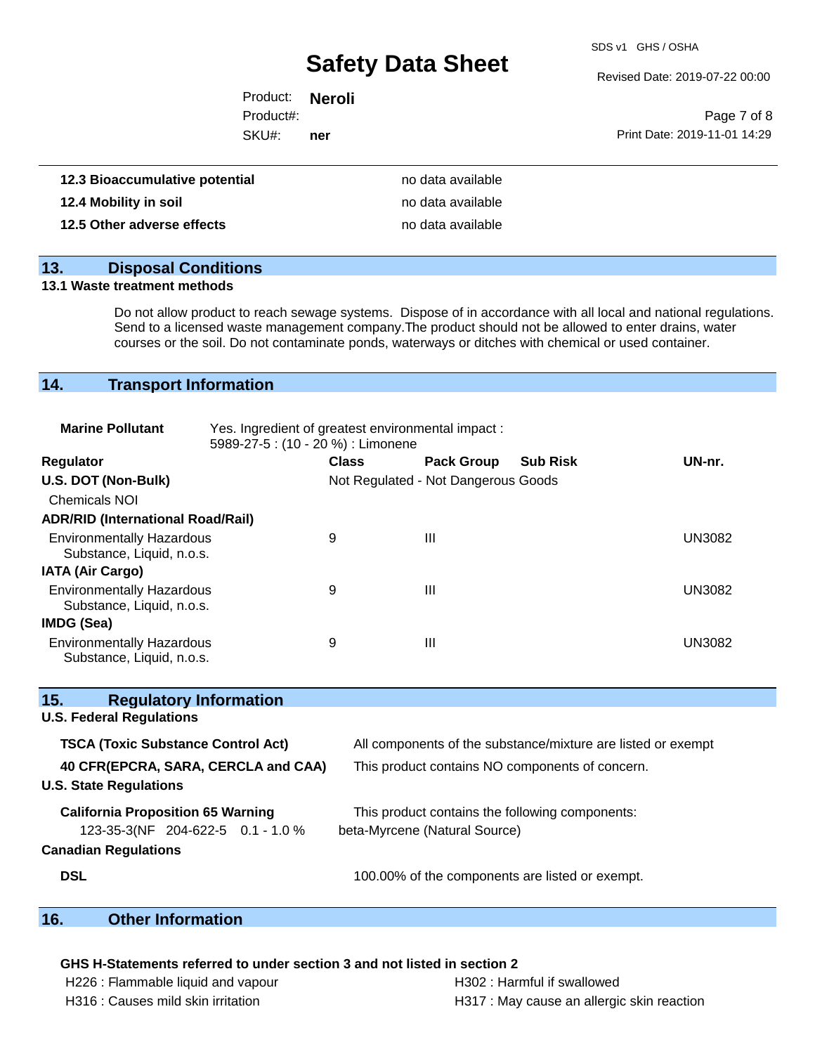| | |
|---|---|
| **12.3 Bioaccumulative potential** | no data available |
| **12.4 Mobility in soil** | no data available |
| **12.5 Other adverse effects** | no data available |

## 13. Disposal Conditions

**13.1 Waste treatment methods**

Do not allow product to reach sewage systems. Dispose of in accordance with all local and national regulations. Send to a licensed waste management company.The product should not be allowed to enter drains, water courses or the soil. Do not contaminate ponds, waterways or ditches with chemical or used container.

## 14. Transport Information

**Marine Pollutant** Yes. Ingredient of greatest environmental impact : 5989-27-5 : (10 - 20 %) : Limonene

| Regulator | Class | Pack Group | Sub Risk | UN-nr. |
|---|---|---|---|---|
| **U.S. DOT (Non-Bulk)** | Not Regulated - Not Dangerous Goods | | | |
| Chemicals NOI | | | | |
| **ADR/RID (International Road/Rail)** | | | | |
| Environmentally Hazardous Substance, Liquid, n.o.s. | 9 | III | | UN3082 |
| **IATA (Air Cargo)** | | | | |
| Environmentally Hazardous Substance, Liquid, n.o.s. | 9 | III | | UN3082 |
| **IMDG (Sea)** | | | | |
| Environmentally Hazardous Substance, Liquid, n.o.s. | 9 | III | | UN3082 |

## 15. Regulatory Information

**U.S. Federal Regulations**

| | |
|---|---|
| **TSCA (Toxic Substance Control Act)** | All components of the substance/mixture are listed or exempt |
| **40 CFR(EPCRA, SARA, CERCLA and CAA)** | This product contains NO components of concern. |

**U.S. State Regulations**

| | |
|---|---|
| **California Proposition 65 Warning** | This product contains the following components: |
| 123-35-3(NF 204-622-5 0.1 - 1.0 % | beta-Myrcene (Natural Source) |

**Canadian Regulations**

| | |
|---|---|
| **DSL** | 100.00% of the components are listed or exempt. |

## 16. Other Information

**GHS H-Statements referred to under section 3 and not listed in section 2**

| | |
|---|---|
| H226 : Flammable liquid and vapour | H302 : Harmful if swallowed |
| H316 : Causes mild skin irritation | H317 : May cause an allergic skin reaction |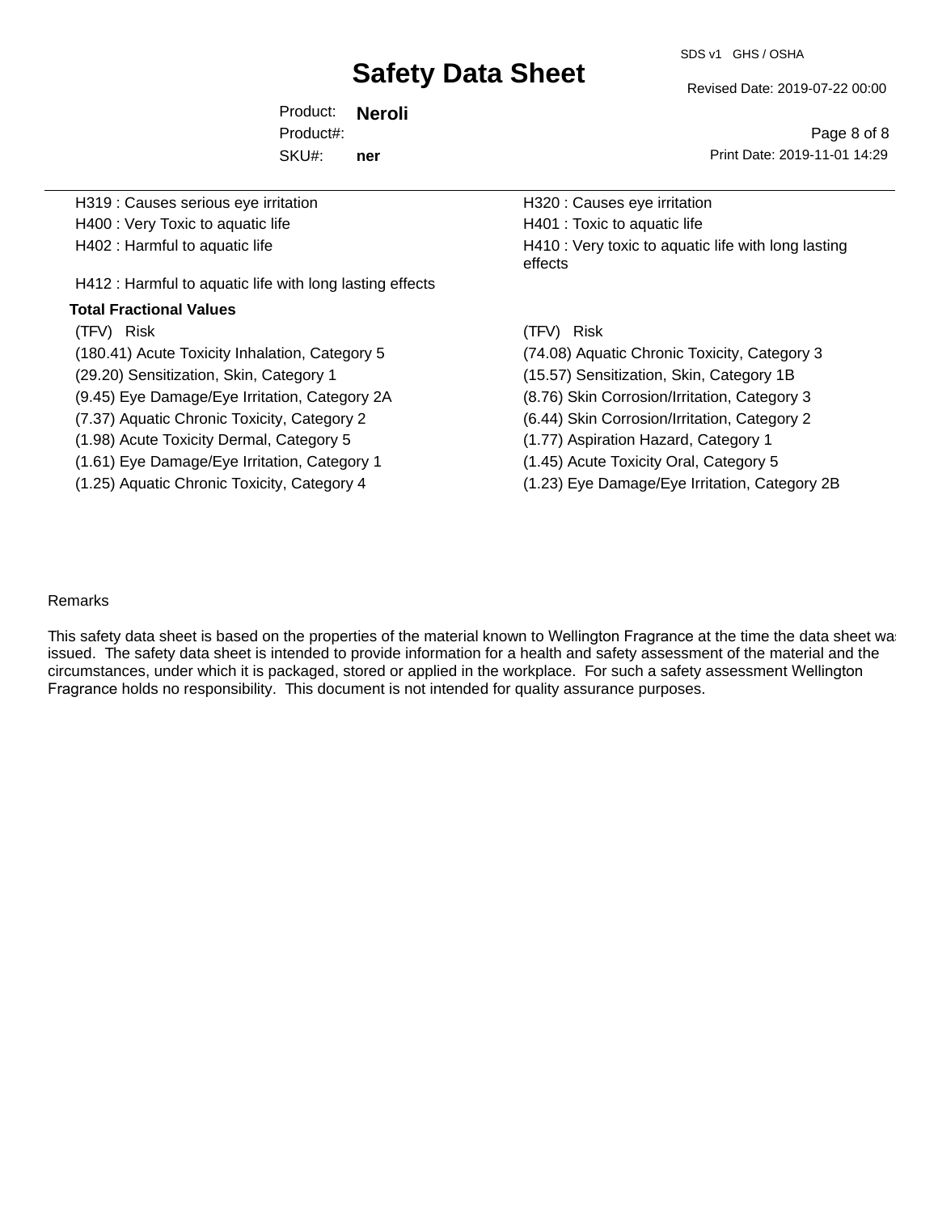H319 : Causes serious eye irritation

H320 : Causes eye irritation

H400 : Very Toxic to aquatic life

H401 : Toxic to aquatic life

H402 : Harmful to aquatic life

H410 : Very toxic to aquatic life with long lasting effects

H412 : Harmful to aquatic life with long lasting effects

**Total Fractional Values**

(TFV) Risk

(180.41) Acute Toxicity Inhalation, Category 5

(74.08) Aquatic Chronic Toxicity, Category 3

(29.20) Sensitization, Skin, Category 1

(15.57) Sensitization, Skin, Category 1B

(9.45) Eye Damage/Eye Irritation, Category 2A

(8.76) Skin Corrosion/Irritation, Category 3

(7.37) Aquatic Chronic Toxicity, Category 2

(6.44) Skin Corrosion/Irritation, Category 2

(1.98) Acute Toxicity Dermal, Category 5

(1.77) Aspiration Hazard, Category 1

(1.61) Eye Damage/Eye Irritation, Category 1

(1.45) Acute Toxicity Oral, Category 5

(1.25) Aquatic Chronic Toxicity, Category 4

(1.23) Eye Damage/Eye Irritation, Category 2B

Remarks

This safety data sheet is based on the properties of the material known to Wellington Fragrance at the time the data sheet was issued. The safety data sheet is intended to provide information for a health and safety assessment of the material and the circumstances, under which it is packaged, stored or applied in the workplace. For such a safety assessment Wellington Fragrance holds no responsibility. This document is not intended for quality assurance purposes.